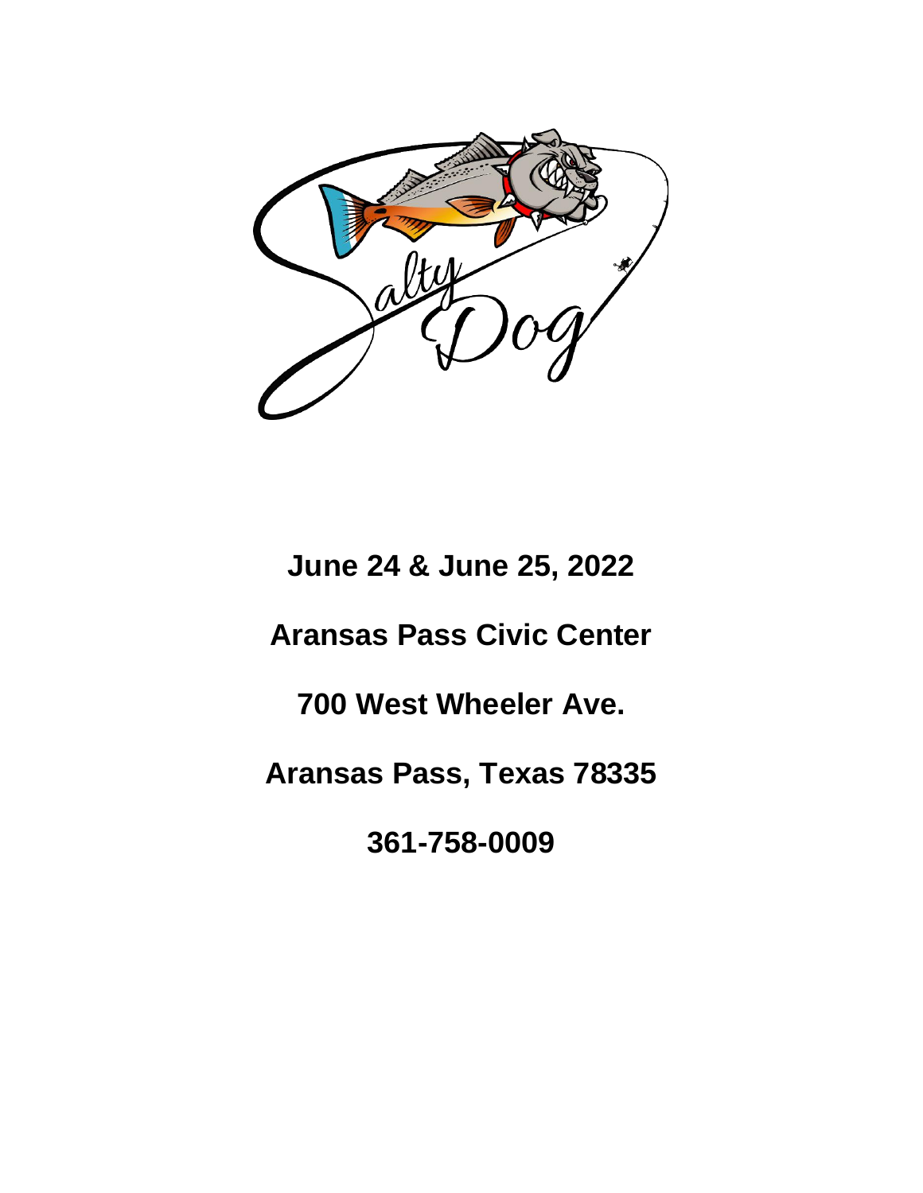**June 24 & June 25, 2022**

**Aransas Pass Civic Center**

**700 West Wheeler Ave.**

**Aransas Pass, Texas 78335**

**361-758-0009**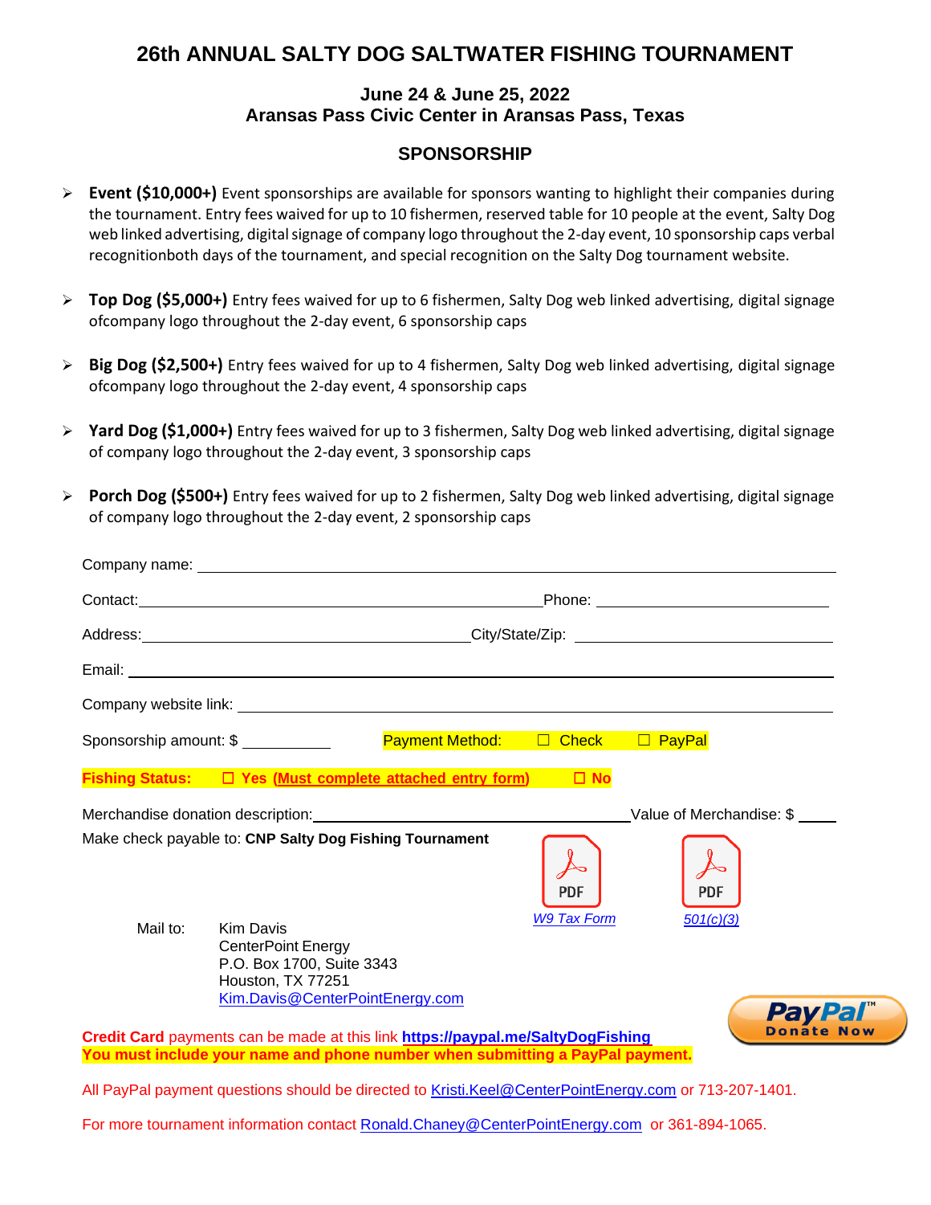# 26th ANNUAL SALTY DOG SALTWATER FISHING TOURNAMENT

### June 24 & June 25, 2022
### Aransas Pass Civic Center in Aransas Pass, Texas

## SPONSORSHIP

- **Event ($10,000+)** Event sponsorships are available for sponsors wanting to highlight their companies during the tournament. Entry fees waived for up to 10 fishermen, reserved table for 10 people at the event, Salty Dog web linked advertising, digital signage of company logo throughout the 2-day event, 10 sponsorship caps verbal recognitionboth days of the tournament, and special recognition on the Salty Dog tournament website.

- **Top Dog ($5,000+)** Entry fees waived for up to 6 fishermen, Salty Dog web linked advertising, digital signage ofcompany logo throughout the 2-day event, 6 sponsorship caps

- **Big Dog ($2,500+)** Entry fees waived for up to 4 fishermen, Salty Dog web linked advertising, digital signage ofcompany logo throughout the 2-day event, 4 sponsorship caps

- **Yard Dog ($1,000+)** Entry fees waived for up to 3 fishermen, Salty Dog web linked advertising, digital signage of company logo throughout the 2-day event, 3 sponsorship caps

- **Porch Dog ($500+)** Entry fees waived for up to 2 fishermen, Salty Dog web linked advertising, digital signage of company logo throughout the 2-day event, 2 sponsorship caps

Company name: ______________________________

Contact: ______________________________ Phone: ______________________________

Address: ______________________________ City/State/Zip: ______________________________

Email: ______________________________

Company website link: ______________________________

Sponsorship amount: $ __________ Payment Method: ☐ Check ☐ PayPal

**Fishing Status: ☐ Yes (Must complete attached entry form) ☐ No**

Merchandise donation description: ______________________________ Value of Merchandise: $ _____

Make check payable to: **CNP Salty Dog Fishing Tournament**

*W9 Tax Form* *501(c)(3)*

Mail to: Kim Davis
CenterPoint Energy
P.O. Box 1700, Suite 3343
Houston, TX 77251
Kim.Davis@CenterPointEnergy.com

PayPal Donate Now

**Credit Card** payments can be made at this link **https://paypal.me/SaltyDogFishing**
**You must include your name and phone number when submitting a PayPal payment.**

All PayPal payment questions should be directed to Kristi.Keel@CenterPointEnergy.com or 713-207-1401.

For more tournament information contact Ronald.Chaney@CenterPointEnergy.com or 361-894-1065.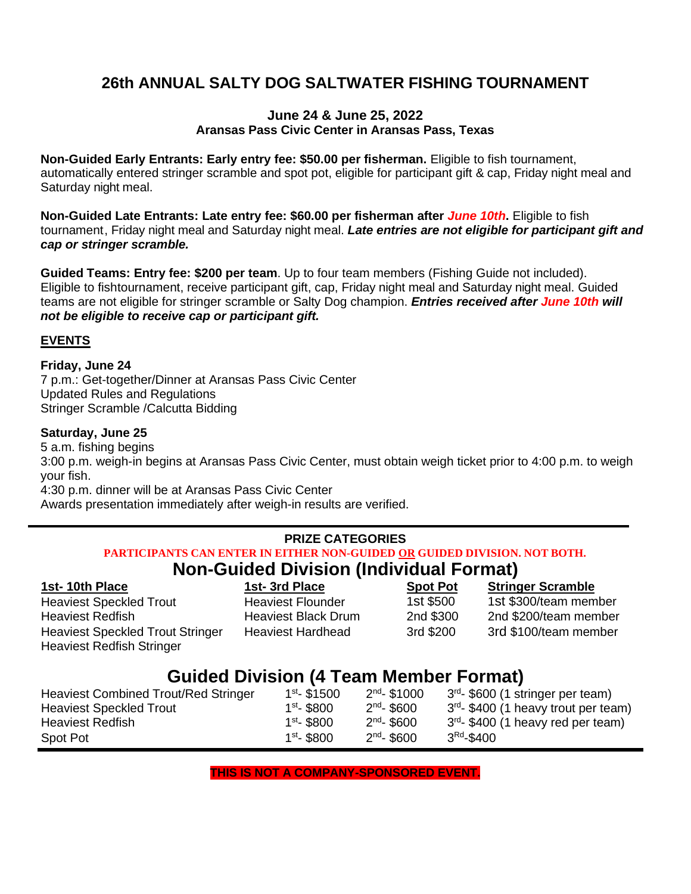# 26th ANNUAL SALTY DOG SALTWATER FISHING TOURNAMENT

**June 24 & June 25, 2022**
**Aransas Pass Civic Center in Aransas Pass, Texas**

**Non-Guided Early Entrants: Early entry fee: $50.00 per fisherman.** Eligible to fish tournament, automatically entered stringer scramble and spot pot, eligible for participant gift & cap, Friday night meal and Saturday night meal.

**Non-Guided Late Entrants: Late entry fee: $60.00 per fisherman after *June 10th*.** Eligible to fish tournament, Friday night meal and Saturday night meal. ***Late entries are not eligible for participant gift and cap or stringer scramble.***

**Guided Teams: Entry fee: $200 per team**. Up to four team members (Fishing Guide not included). Eligible to fishtournament, receive participant gift, cap, Friday night meal and Saturday night meal. Guided teams are not eligible for stringer scramble or Salty Dog champion. ***Entries received after June 10th will not be eligible to receive cap or participant gift.***

## EVENTS

**Friday, June 24**
7 p.m.: Get-together/Dinner at Aransas Pass Civic Center
Updated Rules and Regulations
Stringer Scramble /Calcutta Bidding

**Saturday, June 25**
5 a.m. fishing begins
3:00 p.m. weigh-in begins at Aransas Pass Civic Center, must obtain weigh ticket prior to 4:00 p.m. to weigh your fish.
4:30 p.m. dinner will be at Aransas Pass Civic Center
Awards presentation immediately after weigh-in results are verified.

---

**PRIZE CATEGORIES**

**PARTICIPANTS CAN ENTER IN EITHER NON-GUIDED OR GUIDED DIVISION. NOT BOTH.**

## Non-Guided Division (Individual Format)

| 1st- 10th Place | 1st- 3rd Place | Spot Pot | Stringer Scramble |
|---|---|---|---|
| Heaviest Speckled Trout | Heaviest Flounder | 1st $500 | 1st $300/team member |
| Heaviest Redfish | Heaviest Black Drum | 2nd $300 | 2nd $200/team member |
| Heaviest Speckled Trout Stringer | Heaviest Hardhead | 3rd $200 | 3rd $100/team member |
| Heaviest Redfish Stringer | | | |

## Guided Division (4 Team Member Format)

| | | | |
|---|---|---|---|
| Heaviest Combined Trout/Red Stringer | 1st- $1500 | 2nd- $1000 | 3rd- $600 (1 stringer per team) |
| Heaviest Speckled Trout | 1st- $800 | 2nd- $600 | 3rd- $400 (1 heavy trout per team) |
| Heaviest Redfish | 1st- $800 | 2nd- $600 | 3rd- $400 (1 heavy red per team) |
| Spot Pot | 1st- $800 | 2nd- $600 | 3Rd-$400 |

**THIS IS NOT A COMPANY-SPONSORED EVENT.**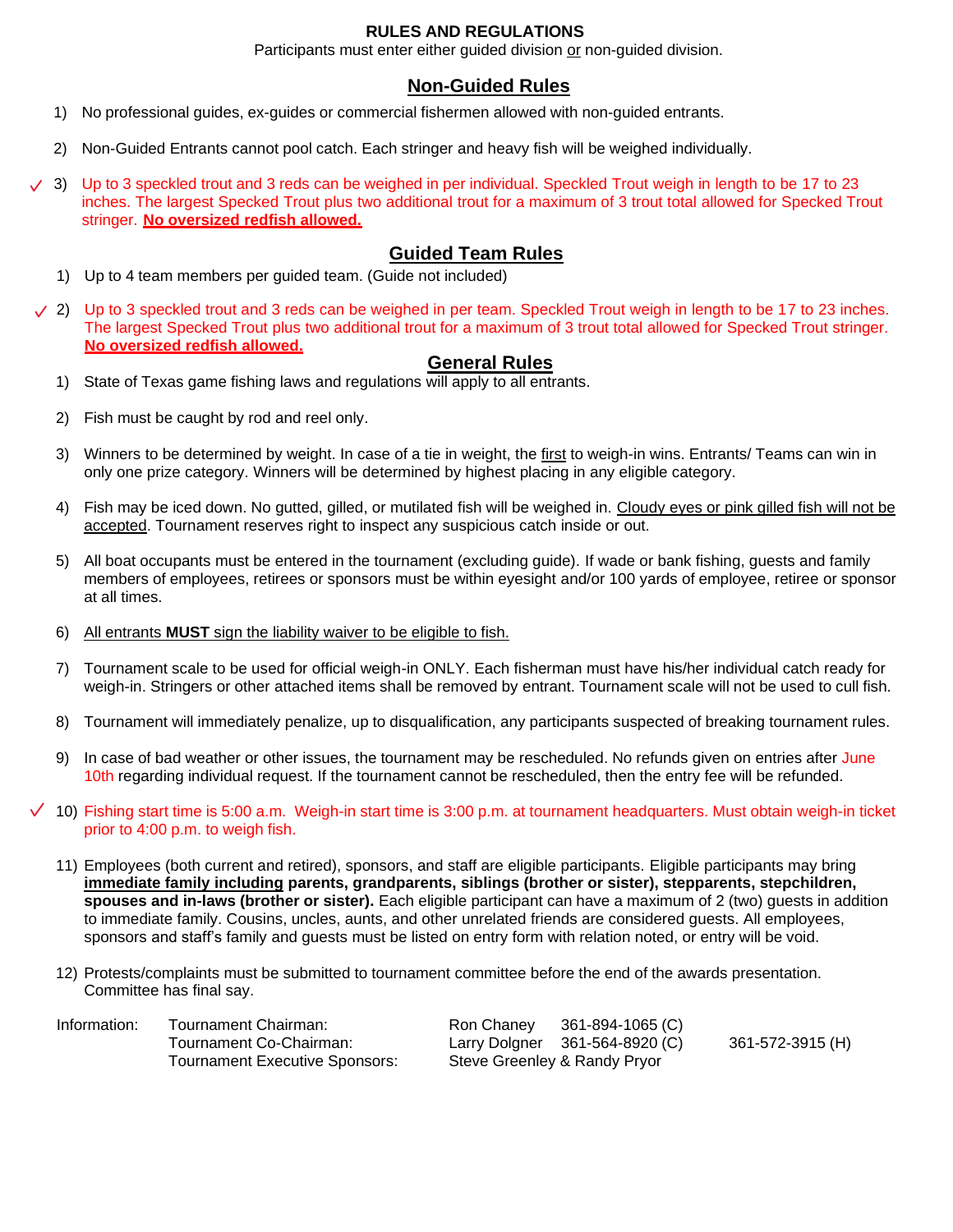# RULES AND REGULATIONS

Participants must enter either guided division or non-guided division.

## Non-Guided Rules

1) No professional guides, ex-guides or commercial fishermen allowed with non-guided entrants.

2) Non-Guided Entrants cannot pool catch. Each stringer and heavy fish will be weighed individually.

✓ 3) Up to 3 speckled trout and 3 reds can be weighed in per individual. Speckled Trout weigh in length to be 17 to 23 inches. The largest Specked Trout plus two additional trout for a maximum of 3 trout total allowed for Specked Trout stringer. **No oversized redfish allowed.**

## Guided Team Rules

1) Up to 4 team members per guided team. (Guide not included)

✓ 2) Up to 3 speckled trout and 3 reds can be weighed in per team. Speckled Trout weigh in length to be 17 to 23 inches. The largest Specked Trout plus two additional trout for a maximum of 3 trout total allowed for Specked Trout stringer. **No oversized redfish allowed.**

## General Rules

1) State of Texas game fishing laws and regulations will apply to all entrants.

2) Fish must be caught by rod and reel only.

3) Winners to be determined by weight. In case of a tie in weight, the first to weigh-in wins. Entrants/ Teams can win in only one prize category. Winners will be determined by highest placing in any eligible category.

4) Fish may be iced down. No gutted, gilled, or mutilated fish will be weighed in. Cloudy eyes or pink gilled fish will not be accepted. Tournament reserves right to inspect any suspicious catch inside or out.

5) All boat occupants must be entered in the tournament (excluding guide). If wade or bank fishing, guests and family members of employees, retirees or sponsors must be within eyesight and/or 100 yards of employee, retiree or sponsor at all times.

6) All entrants **MUST** sign the liability waiver to be eligible to fish.

7) Tournament scale to be used for official weigh-in ONLY. Each fisherman must have his/her individual catch ready for weigh-in. Stringers or other attached items shall be removed by entrant. Tournament scale will not be used to cull fish.

8) Tournament will immediately penalize, up to disqualification, any participants suspected of breaking tournament rules.

9) In case of bad weather or other issues, the tournament may be rescheduled. No refunds given on entries after June 10th regarding individual request. If the tournament cannot be rescheduled, then the entry fee will be refunded.

✓ 10) Fishing start time is 5:00 a.m. Weigh-in start time is 3:00 p.m. at tournament headquarters. Must obtain weigh-in ticket prior to 4:00 p.m. to weigh fish.

11) Employees (both current and retired), sponsors, and staff are eligible participants. Eligible participants may bring **immediate family including parents, grandparents, siblings (brother or sister), stepparents, stepchildren, spouses and in-laws (brother or sister).** Each eligible participant can have a maximum of 2 (two) guests in addition to immediate family. Cousins, uncles, aunts, and other unrelated friends are considered guests. All employees, sponsors and staff's family and guests must be listed on entry form with relation noted, or entry will be void.

12) Protests/complaints must be submitted to tournament committee before the end of the awards presentation. Committee has final say.

| Information: | | | | |
|---|---|---|---|---|
| | Tournament Chairman: | Ron Chaney | 361-894-1065 (C) | |
| | Tournament Co-Chairman: | Larry Dolgner | 361-564-8920 (C) | 361-572-3915 (H) |
| | Tournament Executive Sponsors: | Steve Greenley & Randy Pryor | | |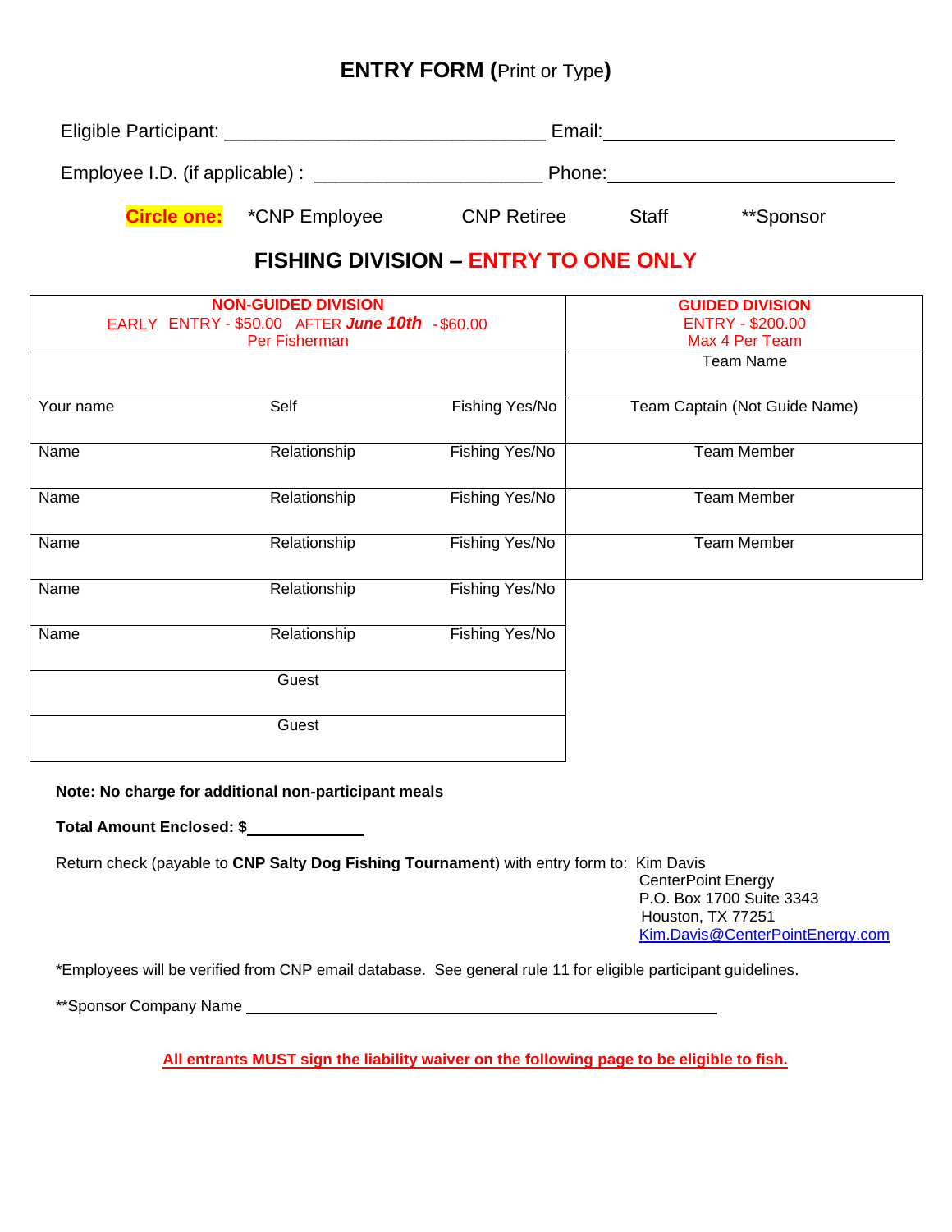# ENTRY FORM (Print or Type)

Eligible Participant: ______________________________ Email: ______________________________

Employee I.D. (if applicable) : _____________________ Phone: ______________________________

**Circle one:** *CNP Employee CNP Retiree Staff **Sponsor

## FISHING DIVISION – ENTRY TO ONE ONLY

| NON-GUIDED DIVISION<br>EARLY ENTRY - $50.00 AFTER ***June 10th*** - $60.00<br>Per Fisherman | | | GUIDED DIVISION<br>ENTRY - $200.00<br>Max 4 Per Team |
|---|---|---|---|
| | | | Team Name |
| Your name | Self | Fishing Yes/No | Team Captain (Not Guide Name) |
| Name | Relationship | Fishing Yes/No | Team Member |
| Name | Relationship | Fishing Yes/No | Team Member |
| Name | Relationship | Fishing Yes/No | Team Member |
| Name | Relationship | Fishing Yes/No | |
| Name | Relationship | Fishing Yes/No | |
| | Guest | | |
| | Guest | | |

**Note: No charge for additional non-participant meals**

**Total Amount Enclosed: $**____________

Return check (payable to **CNP Salty Dog Fishing Tournament**) with entry form to: Kim Davis
CenterPoint Energy
P.O. Box 1700 Suite 3343
Houston, TX 77251
Kim.Davis@CenterPointEnergy.com

*Employees will be verified from CNP email database. See general rule 11 for eligible participant guidelines.

**Sponsor Company Name ______________________________________________

**All entrants MUST sign the liability waiver on the following page to be eligible to fish.**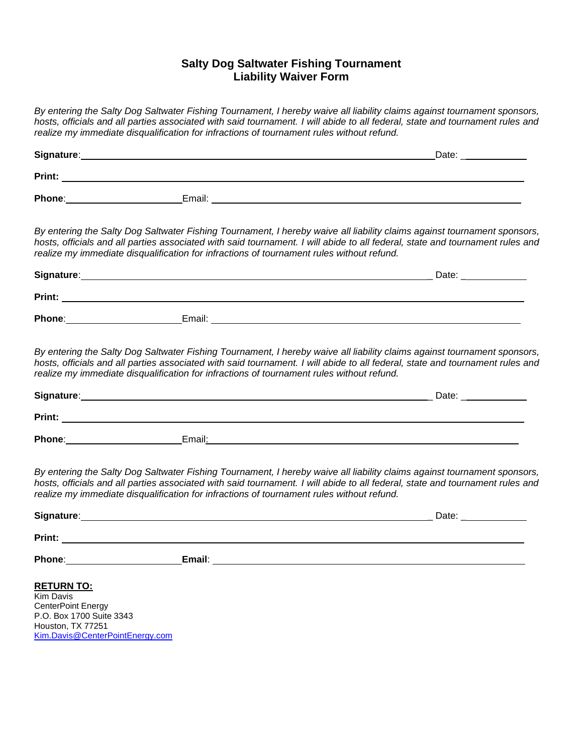## Salty Dog Saltwater Fishing Tournament
## Liability Waiver Form

*By entering the Salty Dog Saltwater Fishing Tournament, I hereby waive all liability claims against tournament sponsors, hosts, officials and all parties associated with said tournament. I will abide to all federal, state and tournament rules and realize my immediate disqualification for infractions of tournament rules without refund.*

**Signature**:\_\_\_\_\_\_\_\_\_\_\_\_\_\_\_\_\_\_\_\_\_\_\_\_\_\_\_\_\_\_\_\_\_\_\_\_\_\_\_\_\_\_\_\_ Date: \_\_\_\_\_\_\_\_\_\_\_\_

**Print:** \_\_\_\_\_\_\_\_\_\_\_\_\_\_\_\_\_\_\_\_\_\_\_\_\_\_\_\_\_\_\_\_\_\_\_\_\_\_\_\_\_\_\_\_\_\_\_\_\_\_\_\_

**Phone**:\_\_\_\_\_\_\_\_\_\_\_\_\_\_\_\_\_\_\_\_ Email: \_\_\_\_\_\_\_\_\_\_\_\_\_\_\_\_\_\_\_\_\_\_\_\_\_\_\_\_\_\_\_\_\_\_\_\_

*By entering the Salty Dog Saltwater Fishing Tournament, I hereby waive all liability claims against tournament sponsors, hosts, officials and all parties associated with said tournament. I will abide to all federal, state and tournament rules and realize my immediate disqualification for infractions of tournament rules without refund.*

**Signature**:\_\_\_\_\_\_\_\_\_\_\_\_\_\_\_\_\_\_\_\_\_\_\_\_\_\_\_\_\_\_\_\_\_\_\_\_\_\_\_\_\_\_\_\_ Date: \_\_\_\_\_\_\_\_\_\_\_\_

**Print:** \_\_\_\_\_\_\_\_\_\_\_\_\_\_\_\_\_\_\_\_\_\_\_\_\_\_\_\_\_\_\_\_\_\_\_\_\_\_\_\_\_\_\_\_\_\_\_\_\_\_\_\_

**Phone**:\_\_\_\_\_\_\_\_\_\_\_\_\_\_\_\_\_\_\_\_ Email: \_\_\_\_\_\_\_\_\_\_\_\_\_\_\_\_\_\_\_\_\_\_\_\_\_\_\_\_\_\_\_\_\_\_\_\_

*By entering the Salty Dog Saltwater Fishing Tournament, I hereby waive all liability claims against tournament sponsors, hosts, officials and all parties associated with said tournament. I will abide to all federal, state and tournament rules and realize my immediate disqualification for infractions of tournament rules without refund.*

**Signature**:\_\_\_\_\_\_\_\_\_\_\_\_\_\_\_\_\_\_\_\_\_\_\_\_\_\_\_\_\_\_\_\_\_\_\_\_\_\_\_\_\_\_\_\_ Date: \_\_\_\_\_\_\_\_\_\_\_\_

**Print:** \_\_\_\_\_\_\_\_\_\_\_\_\_\_\_\_\_\_\_\_\_\_\_\_\_\_\_\_\_\_\_\_\_\_\_\_\_\_\_\_\_\_\_\_\_\_\_\_\_\_\_\_

**Phone**:\_\_\_\_\_\_\_\_\_\_\_\_\_\_\_\_\_\_\_\_ Email:\_\_\_\_\_\_\_\_\_\_\_\_\_\_\_\_\_\_\_\_\_\_\_\_\_\_\_\_\_\_\_\_\_\_\_\_

*By entering the Salty Dog Saltwater Fishing Tournament, I hereby waive all liability claims against tournament sponsors, hosts, officials and all parties associated with said tournament. I will abide to all federal, state and tournament rules and realize my immediate disqualification for infractions of tournament rules without refund.*

**Signature**:\_\_\_\_\_\_\_\_\_\_\_\_\_\_\_\_\_\_\_\_\_\_\_\_\_\_\_\_\_\_\_\_\_\_\_\_\_\_\_\_\_\_\_\_ Date: \_\_\_\_\_\_\_\_\_\_\_\_

**Print:** \_\_\_\_\_\_\_\_\_\_\_\_\_\_\_\_\_\_\_\_\_\_\_\_\_\_\_\_\_\_\_\_\_\_\_\_\_\_\_\_\_\_\_\_\_\_\_\_\_\_\_\_

**Phone**:\_\_\_\_\_\_\_\_\_\_\_\_\_\_\_\_\_\_\_\_ **Email**: \_\_\_\_\_\_\_\_\_\_\_\_\_\_\_\_\_\_\_\_\_\_\_\_\_\_\_\_\_\_\_\_\_\_\_\_

**RETURN TO:**
Kim Davis
CenterPoint Energy
P.O. Box 1700 Suite 3343
Houston, TX 77251
Kim.Davis@CenterPointEnergy.com